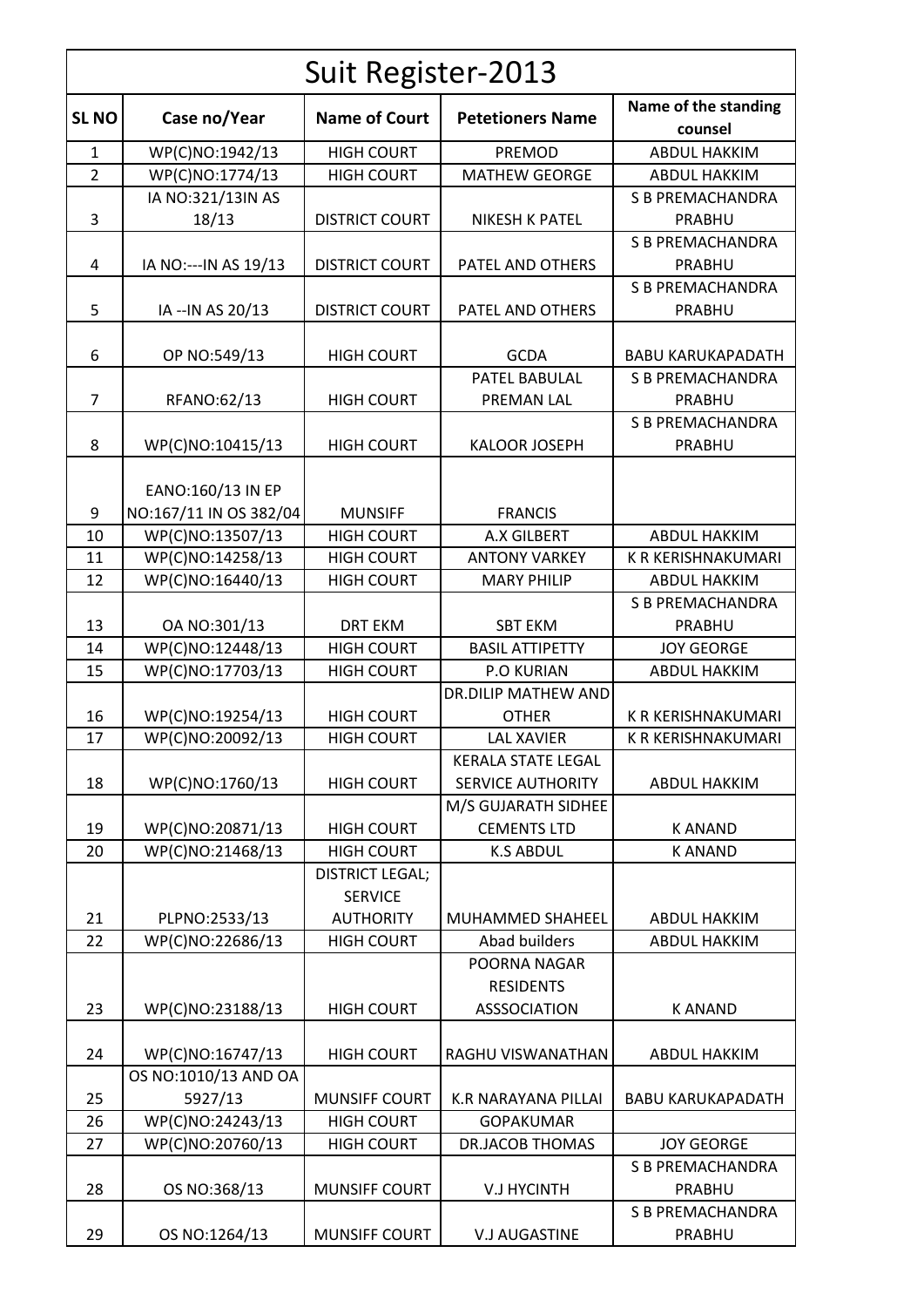# Suit Register-2013

| SL NO | Case no/Year | Name of Court | Petetioners Name | Name of the standing counsel |
|---|---|---|---|---|
| 1 | WP(C)NO:1942/13 | HIGH COURT | PREMOD | ABDUL HAKKIM |
| 2 | WP(C)NO:1774/13 | HIGH COURT | MATHEW GEORGE | ABDUL HAKKIM |
| 3 | IA NO:321/13IN AS 18/13 | DISTRICT COURT | NIKESH K PATEL | S B PREMACHANDRA PRABHU |
| 4 | IA NO:---IN AS 19/13 | DISTRICT COURT | PATEL AND OTHERS | S B PREMACHANDRA PRABHU |
| 5 | IA --IN AS 20/13 | DISTRICT COURT | PATEL AND OTHERS | S B PREMACHANDRA PRABHU |
| 6 | OP NO:549/13 | HIGH COURT | GCDA | BABU KARUKAPADATH |
| 7 | RFANO:62/13 | HIGH COURT | PATEL BABULAL PREMAN LAL | S B PREMACHANDRA PRABHU |
| 8 | WP(C)NO:10415/13 | HIGH COURT | KALOOR JOSEPH | S B PREMACHANDRA PRABHU |
| 9 | EANO:160/13 IN EP NO:167/11 IN OS 382/04 | MUNSIFF | FRANCIS | |
| 10 | WP(C)NO:13507/13 | HIGH COURT | A.X GILBERT | ABDUL HAKKIM |
| 11 | WP(C)NO:14258/13 | HIGH COURT | ANTONY VARKEY | K R KERISHNAKUMARI |
| 12 | WP(C)NO:16440/13 | HIGH COURT | MARY PHILIP | ABDUL HAKKIM |
| 13 | OA NO:301/13 | DRT EKM | SBT EKM | S B PREMACHANDRA PRABHU |
| 14 | WP(C)NO:12448/13 | HIGH COURT | BASIL ATTIPETTY | JOY GEORGE |
| 15 | WP(C)NO:17703/13 | HIGH COURT | P.O KURIAN | ABDUL HAKKIM |
| 16 | WP(C)NO:19254/13 | HIGH COURT | DR.DILIP MATHEW AND OTHER | K R KERISHNAKUMARI |
| 17 | WP(C)NO:20092/13 | HIGH COURT | LAL XAVIER | K R KERISHNAKUMARI |
| 18 | WP(C)NO:1760/13 | HIGH COURT | KERALA STATE LEGAL SERVICE AUTHORITY | ABDUL HAKKIM |
| 19 | WP(C)NO:20871/13 | HIGH COURT | M/S GUJARATH SIDHEE CEMENTS LTD | K ANAND |
| 20 | WP(C)NO:21468/13 | HIGH COURT | K.S ABDUL | K ANAND |
| 21 | PLPNO:2533/13 | DISTRICT LEGAL; SERVICE AUTHORITY | MUHAMMED SHAHEEL | ABDUL HAKKIM |
| 22 | WP(C)NO:22686/13 | HIGH COURT | Abad builders | ABDUL HAKKIM |
| 23 | WP(C)NO:23188/13 | HIGH COURT | POORNA NAGAR RESIDENTS ASSSOCIATION | K ANAND |
| 24 | WP(C)NO:16747/13 | HIGH COURT | RAGHU VISWANATHAN | ABDUL HAKKIM |
| 25 | OS NO:1010/13 AND OA 5927/13 | MUNSIFF COURT | K.R NARAYANA PILLAI | BABU KARUKAPADATH |
| 26 | WP(C)NO:24243/13 | HIGH COURT | GOPAKUMAR | |
| 27 | WP(C)NO:20760/13 | HIGH COURT | DR.JACOB THOMAS | JOY GEORGE |
| 28 | OS NO:368/13 | MUNSIFF COURT | V.J HYCINTH | S B PREMACHANDRA PRABHU |
| 29 | OS NO:1264/13 | MUNSIFF COURT | V.J AUGASTINE | S B PREMACHANDRA PRABHU |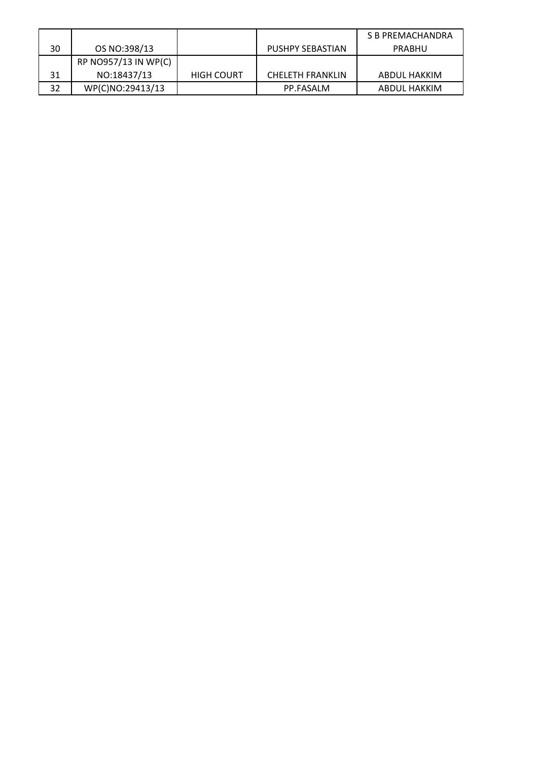| | | | | |
|---|---|---|---|---|
| 30 | OS NO:398/13 | | PUSHPY SEBASTIAN | S B PREMACHANDRA PRABHU |
| 31 | RP NO957/13 IN WP(C) NO:18437/13 | HIGH COURT | CHELETH FRANKLIN | ABDUL HAKKIM |
| 32 | WP(C)NO:29413/13 | | PP.FASALM | ABDUL HAKKIM |